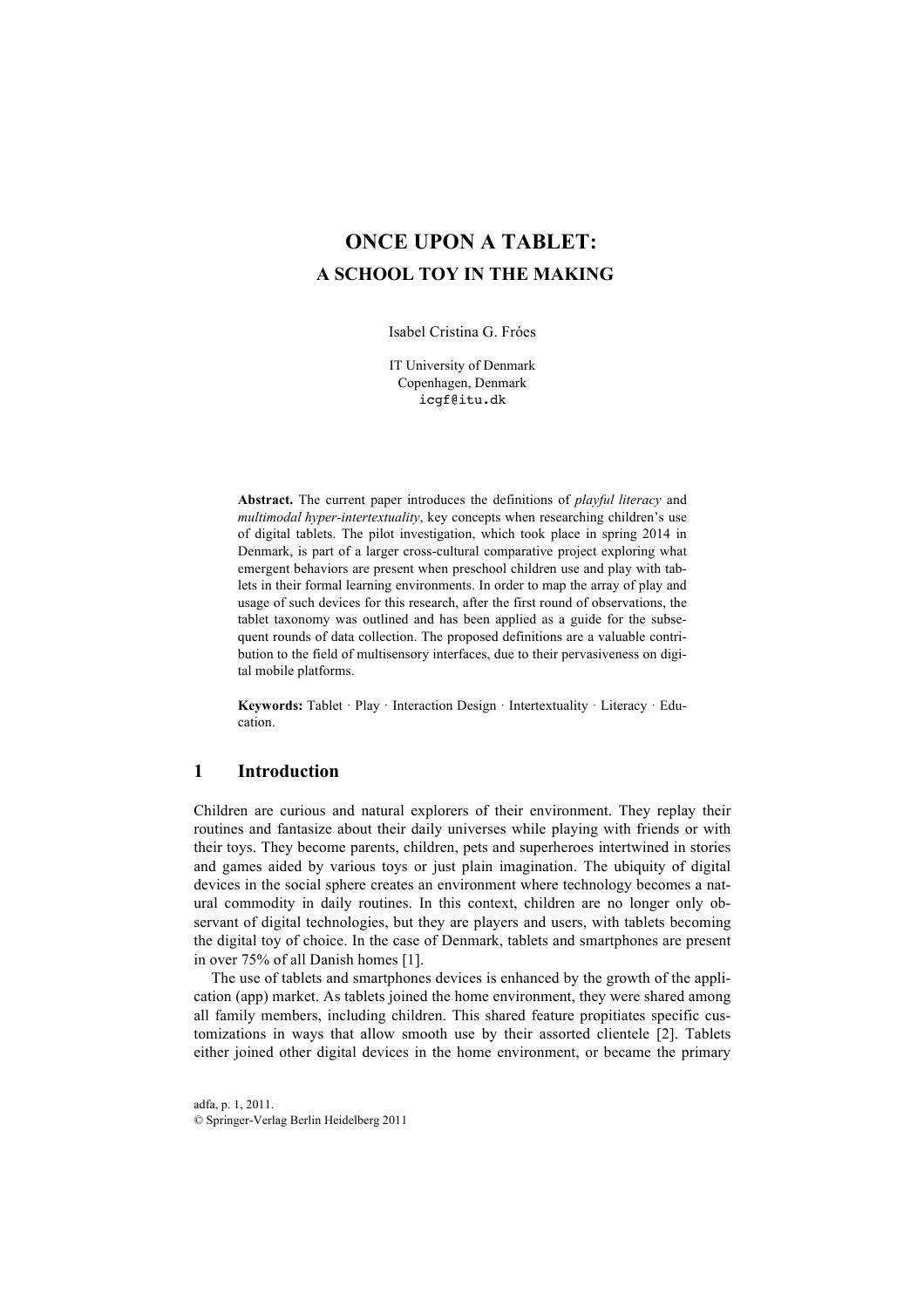# ONCE UPON A TABLET:

## A SCHOOL TOY IN THE MAKING

Isabel Cristina G. Fróes

IT University of Denmark
Copenhagen, Denmark
icgf@itu.dk

**Abstract.** The current paper introduces the definitions of *playful literacy* and *multimodal hyper-intertextuality*, key concepts when researching children's use of digital tablets. The pilot investigation, which took place in spring 2014 in Denmark, is part of a larger cross-cultural comparative project exploring what emergent behaviors are present when preschool children use and play with tablets in their formal learning environments. In order to map the array of play and usage of such devices for this research, after the first round of observations, the tablet taxonomy was outlined and has been applied as a guide for the subsequent rounds of data collection. The proposed definitions are a valuable contribution to the field of multisensory interfaces, due to their pervasiveness on digital mobile platforms.

**Keywords:** Tablet · Play · Interaction Design · Intertextuality · Literacy · Education.

## 1 Introduction

Children are curious and natural explorers of their environment. They replay their routines and fantasize about their daily universes while playing with friends or with their toys. They become parents, children, pets and superheroes intertwined in stories and games aided by various toys or just plain imagination. The ubiquity of digital devices in the social sphere creates an environment where technology becomes a natural commodity in daily routines. In this context, children are no longer only observant of digital technologies, but they are players and users, with tablets becoming the digital toy of choice. In the case of Denmark, tablets and smartphones are present in over 75% of all Danish homes [1].

The use of tablets and smartphones devices is enhanced by the growth of the application (app) market. As tablets joined the home environment, they were shared among all family members, including children. This shared feature propitiates specific customizations in ways that allow smooth use by their assorted clientele [2]. Tablets either joined other digital devices in the home environment, or became the primary

adfa, p. 1, 2011.
© Springer-Verlag Berlin Heidelberg 2011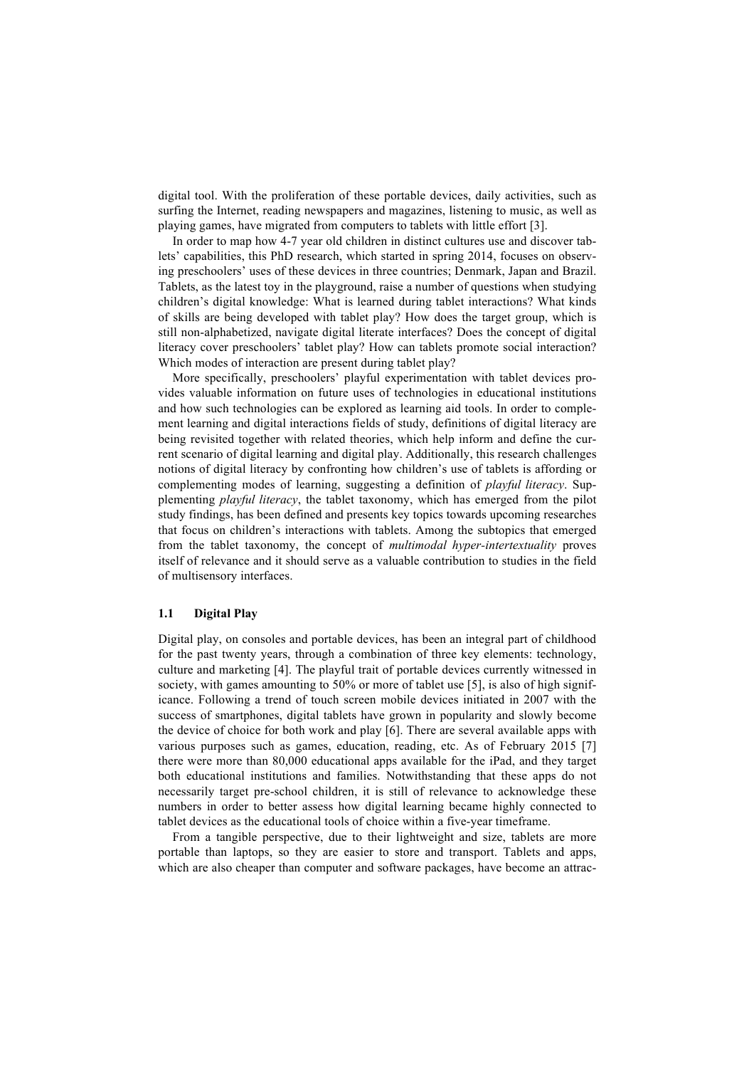digital tool. With the proliferation of these portable devices, daily activities, such as surfing the Internet, reading newspapers and magazines, listening to music, as well as playing games, have migrated from computers to tablets with little effort [3].

In order to map how 4-7 year old children in distinct cultures use and discover tablets' capabilities, this PhD research, which started in spring 2014, focuses on observing preschoolers' uses of these devices in three countries; Denmark, Japan and Brazil. Tablets, as the latest toy in the playground, raise a number of questions when studying children's digital knowledge: What is learned during tablet interactions? What kinds of skills are being developed with tablet play? How does the target group, which is still non-alphabetized, navigate digital literate interfaces? Does the concept of digital literacy cover preschoolers' tablet play? How can tablets promote social interaction? Which modes of interaction are present during tablet play?

More specifically, preschoolers' playful experimentation with tablet devices provides valuable information on future uses of technologies in educational institutions and how such technologies can be explored as learning aid tools. In order to complement learning and digital interactions fields of study, definitions of digital literacy are being revisited together with related theories, which help inform and define the current scenario of digital learning and digital play. Additionally, this research challenges notions of digital literacy by confronting how children's use of tablets is affording or complementing modes of learning, suggesting a definition of *playful literacy*. Supplementing *playful literacy*, the tablet taxonomy, which has emerged from the pilot study findings, has been defined and presents key topics towards upcoming researches that focus on children's interactions with tablets. Among the subtopics that emerged from the tablet taxonomy, the concept of *multimodal hyper-intertextuality* proves itself of relevance and it should serve as a valuable contribution to studies in the field of multisensory interfaces.

### 1.1 Digital Play

Digital play, on consoles and portable devices, has been an integral part of childhood for the past twenty years, through a combination of three key elements: technology, culture and marketing [4]. The playful trait of portable devices currently witnessed in society, with games amounting to 50% or more of tablet use [5], is also of high significance. Following a trend of touch screen mobile devices initiated in 2007 with the success of smartphones, digital tablets have grown in popularity and slowly become the device of choice for both work and play [6]. There are several available apps with various purposes such as games, education, reading, etc. As of February 2015 [7] there were more than 80,000 educational apps available for the iPad, and they target both educational institutions and families. Notwithstanding that these apps do not necessarily target pre-school children, it is still of relevance to acknowledge these numbers in order to better assess how digital learning became highly connected to tablet devices as the educational tools of choice within a five-year timeframe.

From a tangible perspective, due to their lightweight and size, tablets are more portable than laptops, so they are easier to store and transport. Tablets and apps, which are also cheaper than computer and software packages, have become an attrac-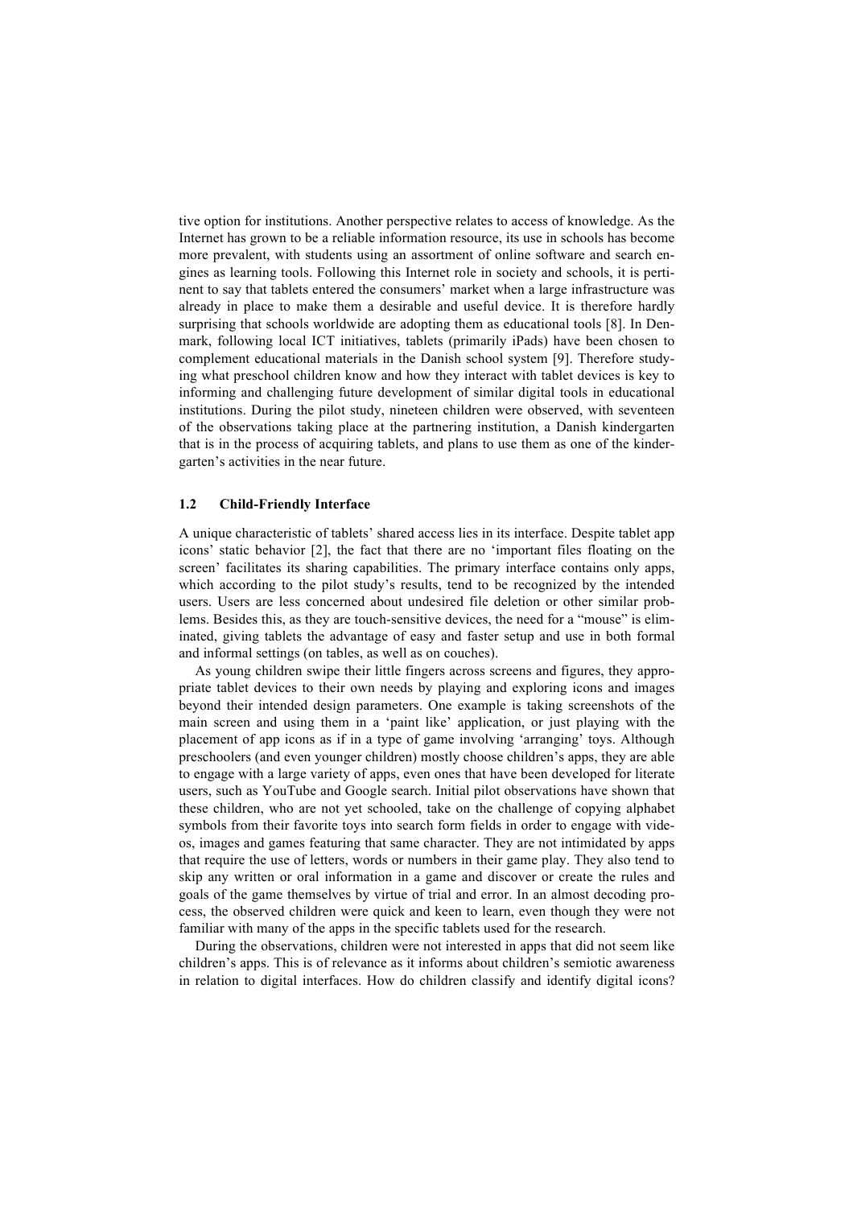tive option for institutions. Another perspective relates to access of knowledge. As the Internet has grown to be a reliable information resource, its use in schools has become more prevalent, with students using an assortment of online software and search engines as learning tools. Following this Internet role in society and schools, it is pertinent to say that tablets entered the consumers' market when a large infrastructure was already in place to make them a desirable and useful device. It is therefore hardly surprising that schools worldwide are adopting them as educational tools [8]. In Denmark, following local ICT initiatives, tablets (primarily iPads) have been chosen to complement educational materials in the Danish school system [9]. Therefore studying what preschool children know and how they interact with tablet devices is key to informing and challenging future development of similar digital tools in educational institutions. During the pilot study, nineteen children were observed, with seventeen of the observations taking place at the partnering institution, a Danish kindergarten that is in the process of acquiring tablets, and plans to use them as one of the kindergarten's activities in the near future.

### 1.2 Child-Friendly Interface

A unique characteristic of tablets' shared access lies in its interface. Despite tablet app icons' static behavior [2], the fact that there are no 'important files floating on the screen' facilitates its sharing capabilities. The primary interface contains only apps, which according to the pilot study's results, tend to be recognized by the intended users. Users are less concerned about undesired file deletion or other similar problems. Besides this, as they are touch-sensitive devices, the need for a "mouse" is eliminated, giving tablets the advantage of easy and faster setup and use in both formal and informal settings (on tables, as well as on couches).

As young children swipe their little fingers across screens and figures, they appropriate tablet devices to their own needs by playing and exploring icons and images beyond their intended design parameters. One example is taking screenshots of the main screen and using them in a 'paint like' application, or just playing with the placement of app icons as if in a type of game involving 'arranging' toys. Although preschoolers (and even younger children) mostly choose children's apps, they are able to engage with a large variety of apps, even ones that have been developed for literate users, such as YouTube and Google search. Initial pilot observations have shown that these children, who are not yet schooled, take on the challenge of copying alphabet symbols from their favorite toys into search form fields in order to engage with videos, images and games featuring that same character. They are not intimidated by apps that require the use of letters, words or numbers in their game play. They also tend to skip any written or oral information in a game and discover or create the rules and goals of the game themselves by virtue of trial and error. In an almost decoding process, the observed children were quick and keen to learn, even though they were not familiar with many of the apps in the specific tablets used for the research.

During the observations, children were not interested in apps that did not seem like children's apps. This is of relevance as it informs about children's semiotic awareness in relation to digital interfaces. How do children classify and identify digital icons?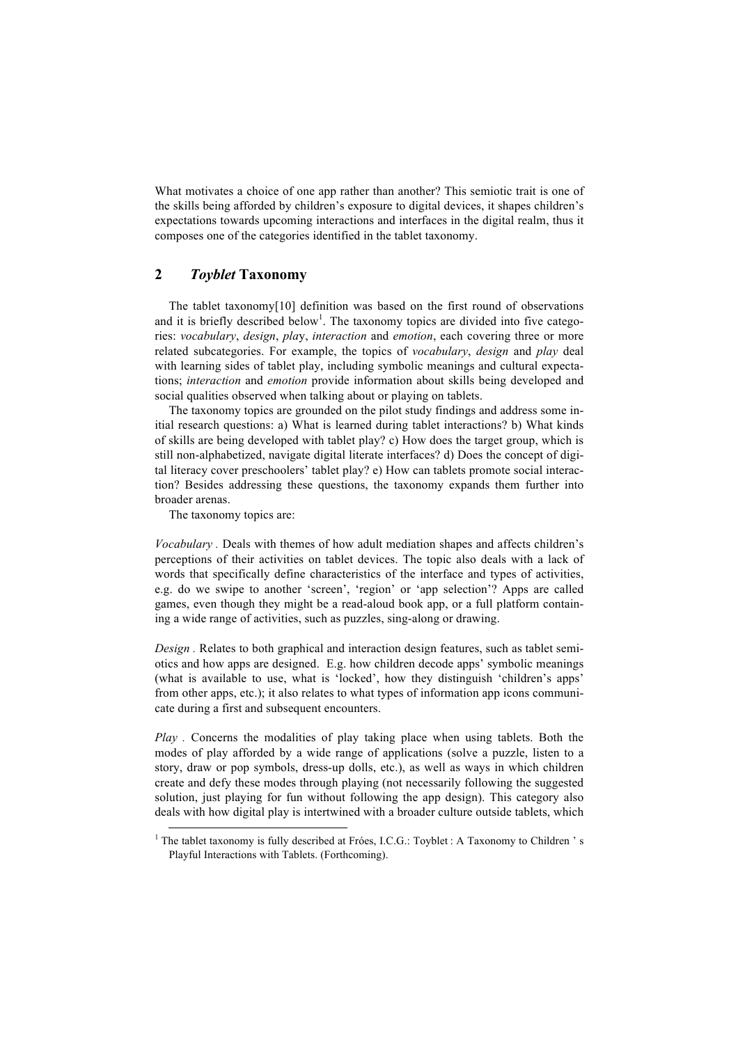What motivates a choice of one app rather than another? This semiotic trait is one of the skills being afforded by children's exposure to digital devices, it shapes children's expectations towards upcoming interactions and interfaces in the digital realm, thus it composes one of the categories identified in the tablet taxonomy.

## 2 *Toyblet* Taxonomy

The tablet taxonomy[10] definition was based on the first round of observations and it is briefly described below[1]. The taxonomy topics are divided into five categories: *vocabulary*, *design*, *play*, *interaction* and *emotion*, each covering three or more related subcategories. For example, the topics of *vocabulary*, *design* and *play* deal with learning sides of tablet play, including symbolic meanings and cultural expectations; *interaction* and *emotion* provide information about skills being developed and social qualities observed when talking about or playing on tablets.

The taxonomy topics are grounded on the pilot study findings and address some initial research questions: a) What is learned during tablet interactions? b) What kinds of skills are being developed with tablet play? c) How does the target group, which is still non-alphabetized, navigate digital literate interfaces? d) Does the concept of digital literacy cover preschoolers' tablet play? e) How can tablets promote social interaction? Besides addressing these questions, the taxonomy expands them further into broader arenas.

The taxonomy topics are:

*Vocabulary* . Deals with themes of how adult mediation shapes and affects children's perceptions of their activities on tablet devices. The topic also deals with a lack of words that specifically define characteristics of the interface and types of activities, e.g. do we swipe to another 'screen', 'region' or 'app selection'? Apps are called games, even though they might be a read-aloud book app, or a full platform containing a wide range of activities, such as puzzles, sing-along or drawing.

*Design* . Relates to both graphical and interaction design features, such as tablet semiotics and how apps are designed. E.g. how children decode apps' symbolic meanings (what is available to use, what is 'locked', how they distinguish 'children's apps' from other apps, etc.); it also relates to what types of information app icons communicate during a first and subsequent encounters.

*Play* . Concerns the modalities of play taking place when using tablets. Both the modes of play afforded by a wide range of applications (solve a puzzle, listen to a story, draw or pop symbols, dress-up dolls, etc.), as well as ways in which children create and defy these modes through playing (not necessarily following the suggested solution, just playing for fun without following the app design). This category also deals with how digital play is intertwined with a broader culture outside tablets, which

[1] The tablet taxonomy is fully described at Fróes, I.C.G.: Toyblet : A Taxonomy to Children ' s Playful Interactions with Tablets. (Forthcoming).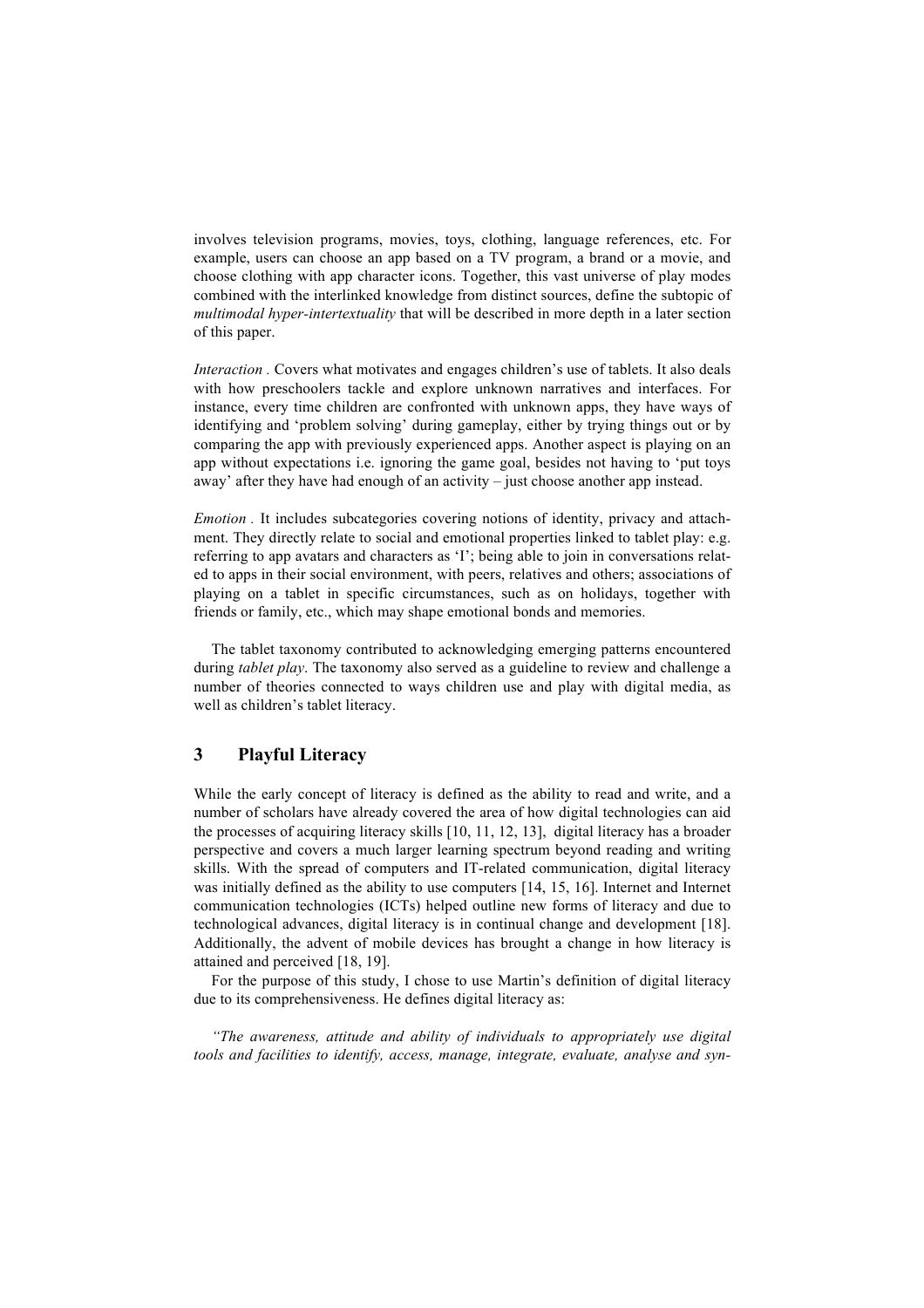involves television programs, movies, toys, clothing, language references, etc. For example, users can choose an app based on a TV program, a brand or a movie, and choose clothing with app character icons. Together, this vast universe of play modes combined with the interlinked knowledge from distinct sources, define the subtopic of *multimodal hyper-intertextuality* that will be described in more depth in a later section of this paper.

*Interaction .* Covers what motivates and engages children's use of tablets. It also deals with how preschoolers tackle and explore unknown narratives and interfaces. For instance, every time children are confronted with unknown apps, they have ways of identifying and 'problem solving' during gameplay, either by trying things out or by comparing the app with previously experienced apps. Another aspect is playing on an app without expectations i.e. ignoring the game goal, besides not having to 'put toys away' after they have had enough of an activity – just choose another app instead.

*Emotion .* It includes subcategories covering notions of identity, privacy and attachment. They directly relate to social and emotional properties linked to tablet play: e.g. referring to app avatars and characters as 'I'; being able to join in conversations related to apps in their social environment, with peers, relatives and others; associations of playing on a tablet in specific circumstances, such as on holidays, together with friends or family, etc., which may shape emotional bonds and memories.

The tablet taxonomy contributed to acknowledging emerging patterns encountered during *tablet play*. The taxonomy also served as a guideline to review and challenge a number of theories connected to ways children use and play with digital media, as well as children's tablet literacy.

## 3 Playful Literacy

While the early concept of literacy is defined as the ability to read and write, and a number of scholars have already covered the area of how digital technologies can aid the processes of acquiring literacy skills [10, 11, 12, 13], digital literacy has a broader perspective and covers a much larger learning spectrum beyond reading and writing skills. With the spread of computers and IT-related communication, digital literacy was initially defined as the ability to use computers [14, 15, 16]. Internet and Internet communication technologies (ICTs) helped outline new forms of literacy and due to technological advances, digital literacy is in continual change and development [18]. Additionally, the advent of mobile devices has brought a change in how literacy is attained and perceived [18, 19].

For the purpose of this study, I chose to use Martin's definition of digital literacy due to its comprehensiveness. He defines digital literacy as:

*"The awareness, attitude and ability of individuals to appropriately use digital tools and facilities to identify, access, manage, integrate, evaluate, analyse and syn-*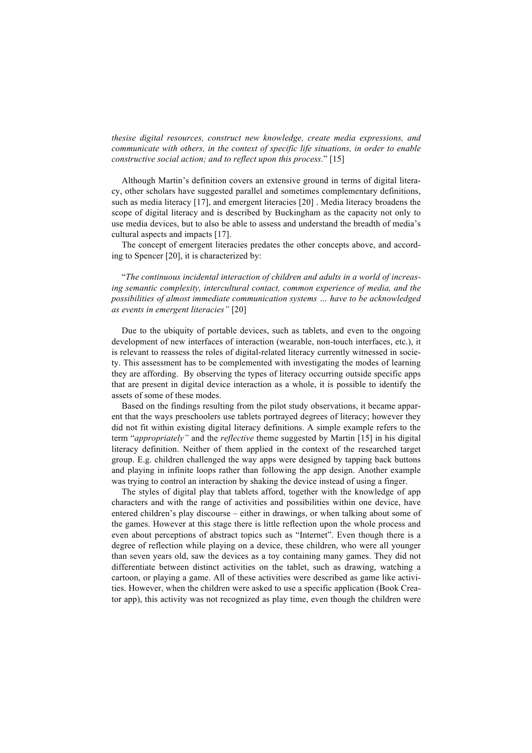*thesise digital resources, construct new knowledge, create media expressions, and communicate with others, in the context of specific life situations, in order to enable constructive social action; and to reflect upon this process*." [15]

Although Martin's definition covers an extensive ground in terms of digital literacy, other scholars have suggested parallel and sometimes complementary definitions, such as media literacy [17], and emergent literacies [20] . Media literacy broadens the scope of digital literacy and is described by Buckingham as the capacity not only to use media devices, but to also be able to assess and understand the breadth of media's cultural aspects and impacts [17].

The concept of emergent literacies predates the other concepts above, and according to Spencer [20], it is characterized by:

"*The continuous incidental interaction of children and adults in a world of increasing semantic complexity, intercultural contact, common experience of media, and the possibilities of almost immediate communication systems … have to be acknowledged as events in emergent literacies"* [20]

Due to the ubiquity of portable devices, such as tablets, and even to the ongoing development of new interfaces of interaction (wearable, non-touch interfaces, etc.), it is relevant to reassess the roles of digital-related literacy currently witnessed in society. This assessment has to be complemented with investigating the modes of learning they are affording. By observing the types of literacy occurring outside specific apps that are present in digital device interaction as a whole, it is possible to identify the assets of some of these modes.

Based on the findings resulting from the pilot study observations, it became apparent that the ways preschoolers use tablets portrayed degrees of literacy; however they did not fit within existing digital literacy definitions. A simple example refers to the term "*appropriately"* and the *reflective* theme suggested by Martin [15] in his digital literacy definition. Neither of them applied in the context of the researched target group. E.g. children challenged the way apps were designed by tapping back buttons and playing in infinite loops rather than following the app design. Another example was trying to control an interaction by shaking the device instead of using a finger.

The styles of digital play that tablets afford, together with the knowledge of app characters and with the range of activities and possibilities within one device, have entered children's play discourse – either in drawings, or when talking about some of the games. However at this stage there is little reflection upon the whole process and even about perceptions of abstract topics such as "Internet". Even though there is a degree of reflection while playing on a device, these children, who were all younger than seven years old, saw the devices as a toy containing many games. They did not differentiate between distinct activities on the tablet, such as drawing, watching a cartoon, or playing a game. All of these activities were described as game like activities. However, when the children were asked to use a specific application (Book Creator app), this activity was not recognized as play time, even though the children were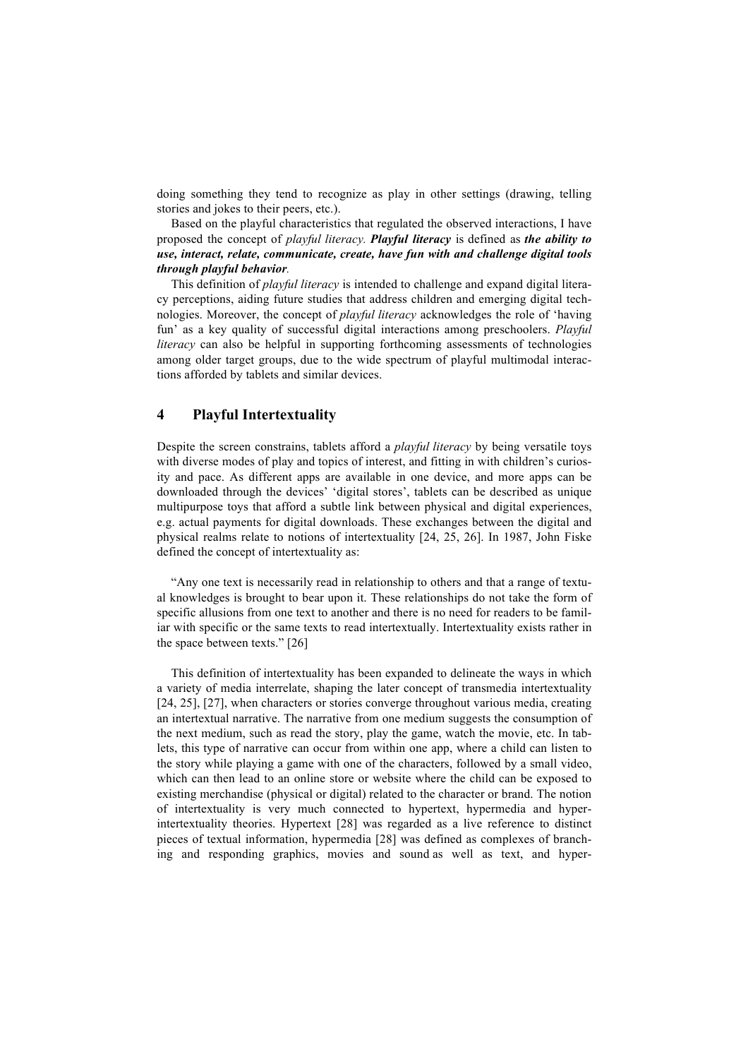doing something they tend to recognize as play in other settings (drawing, telling stories and jokes to their peers, etc.).

Based on the playful characteristics that regulated the observed interactions, I have proposed the concept of *playful literacy*. ***Playful literacy*** is defined as ***the ability to use, interact, relate, communicate, create, have fun with and challenge digital tools through playful behavior***.

This definition of *playful literacy* is intended to challenge and expand digital literacy perceptions, aiding future studies that address children and emerging digital technologies. Moreover, the concept of *playful literacy* acknowledges the role of 'having fun' as a key quality of successful digital interactions among preschoolers. *Playful literacy* can also be helpful in supporting forthcoming assessments of technologies among older target groups, due to the wide spectrum of playful multimodal interactions afforded by tablets and similar devices.

## 4 Playful Intertextuality

Despite the screen constrains, tablets afford a *playful literacy* by being versatile toys with diverse modes of play and topics of interest, and fitting in with children's curiosity and pace. As different apps are available in one device, and more apps can be downloaded through the devices' 'digital stores', tablets can be described as unique multipurpose toys that afford a subtle link between physical and digital experiences, e.g. actual payments for digital downloads. These exchanges between the digital and physical realms relate to notions of intertextuality [24, 25, 26]. In 1987, John Fiske defined the concept of intertextuality as:

> "Any one text is necessarily read in relationship to others and that a range of textual knowledges is brought to bear upon it. These relationships do not take the form of specific allusions from one text to another and there is no need for readers to be familiar with specific or the same texts to read intertextually. Intertextuality exists rather in the space between texts." [26]

This definition of intertextuality has been expanded to delineate the ways in which a variety of media interrelate, shaping the later concept of transmedia intertextuality [24, 25], [27], when characters or stories converge throughout various media, creating an intertextual narrative. The narrative from one medium suggests the consumption of the next medium, such as read the story, play the game, watch the movie, etc. In tablets, this type of narrative can occur from within one app, where a child can listen to the story while playing a game with one of the characters, followed by a small video, which can then lead to an online store or website where the child can be exposed to existing merchandise (physical or digital) related to the character or brand. The notion of intertextuality is very much connected to hypertext, hypermedia and hyper-intertextuality theories. Hypertext [28] was regarded as a live reference to distinct pieces of textual information, hypermedia [28] was defined as complexes of branching and responding graphics, movies and sound as well as text, and hyper-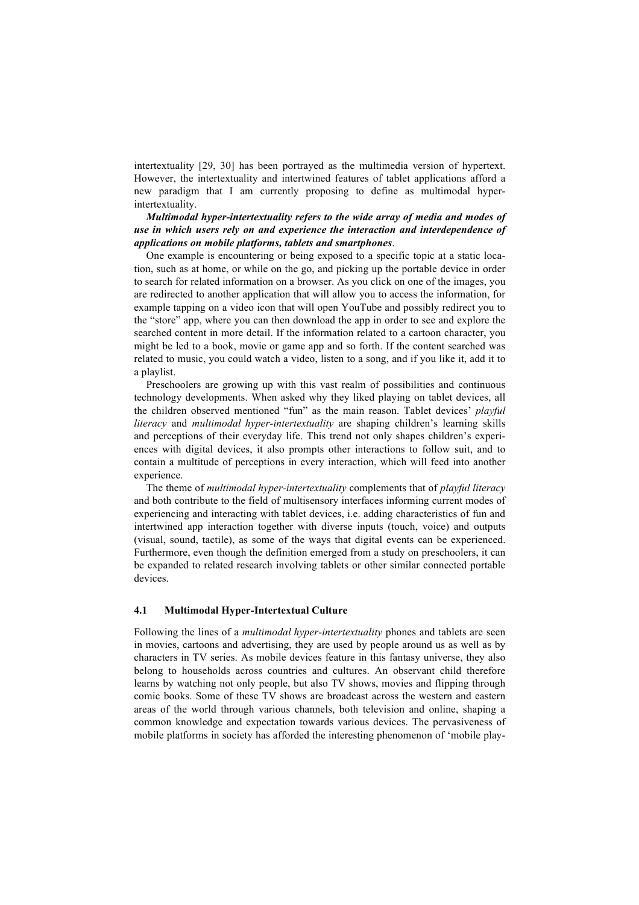intertextuality [29, 30] has been portrayed as the multimedia version of hypertext. However, the intertextuality and intertwined features of tablet applications afford a new paradigm that I am currently proposing to define as multimodal hyper-intertextuality.

***Multimodal hyper-intertextuality refers to the wide array of media and modes of use in which users rely on and experience the interaction and interdependence of applications on mobile platforms, tablets and smartphones***.

One example is encountering or being exposed to a specific topic at a static location, such as at home, or while on the go, and picking up the portable device in order to search for related information on a browser. As you click on one of the images, you are redirected to another application that will allow you to access the information, for example tapping on a video icon that will open YouTube and possibly redirect you to the "store" app, where you can then download the app in order to see and explore the searched content in more detail. If the information related to a cartoon character, you might be led to a book, movie or game app and so forth. If the content searched was related to music, you could watch a video, listen to a song, and if you like it, add it to a playlist.

Preschoolers are growing up with this vast realm of possibilities and continuous technology developments. When asked why they liked playing on tablet devices, all the children observed mentioned "fun" as the main reason. Tablet devices' *playful literacy* and *multimodal hyper-intertextuality* are shaping children's learning skills and perceptions of their everyday life. This trend not only shapes children's experiences with digital devices, it also prompts other interactions to follow suit, and to contain a multitude of perceptions in every interaction, which will feed into another experience.

The theme of *multimodal hyper-intertextuality* complements that of *playful literacy* and both contribute to the field of multisensory interfaces informing current modes of experiencing and interacting with tablet devices, i.e. adding characteristics of fun and intertwined app interaction together with diverse inputs (touch, voice) and outputs (visual, sound, tactile), as some of the ways that digital events can be experienced. Furthermore, even though the definition emerged from a study on preschoolers, it can be expanded to related research involving tablets or other similar connected portable devices.

### 4.1 Multimodal Hyper-Intertextual Culture

Following the lines of a *multimodal hyper-intertextuality* phones and tablets are seen in movies, cartoons and advertising, they are used by people around us as well as by characters in TV series. As mobile devices feature in this fantasy universe, they also belong to households across countries and cultures. An observant child therefore learns by watching not only people, but also TV shows, movies and flipping through comic books. Some of these TV shows are broadcast across the western and eastern areas of the world through various channels, both television and online, shaping a common knowledge and expectation towards various devices. The pervasiveness of mobile platforms in society has afforded the interesting phenomenon of 'mobile play-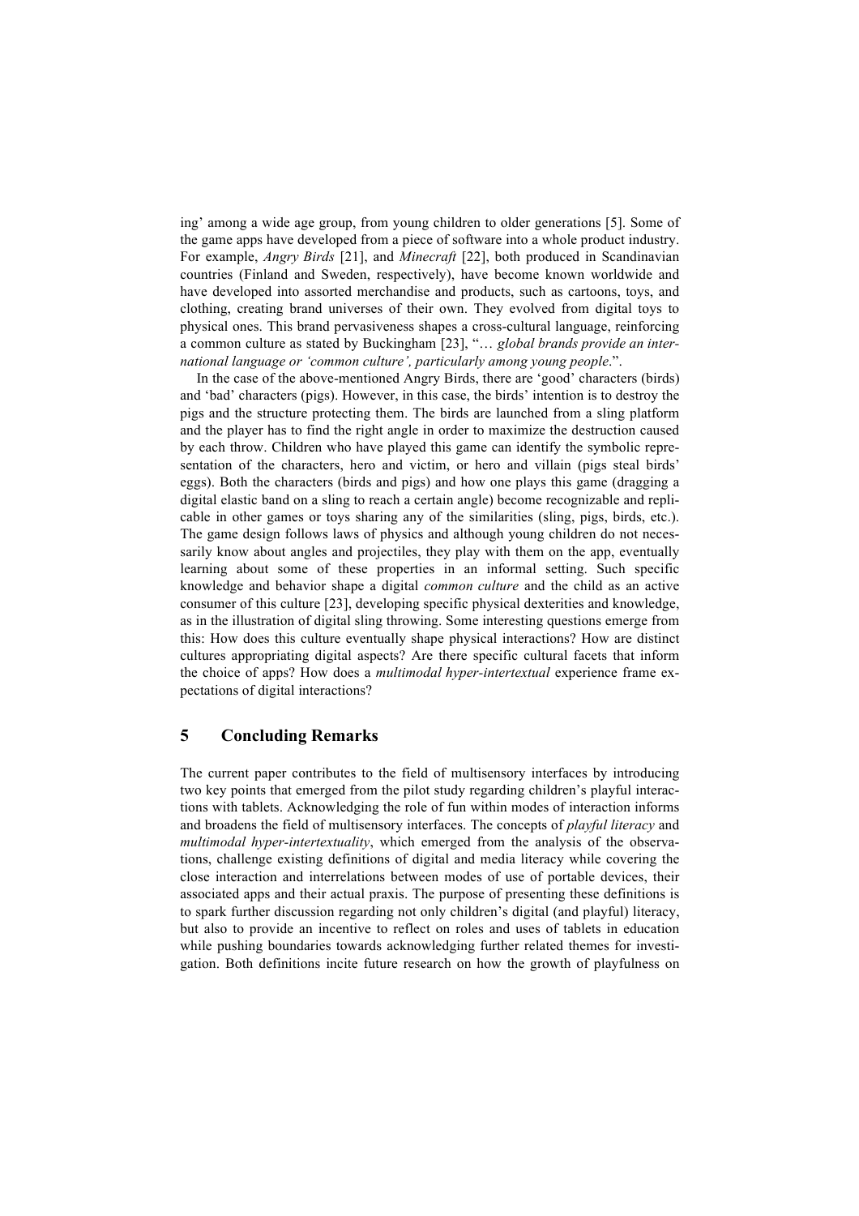ing' among a wide age group, from young children to older generations [5]. Some of the game apps have developed from a piece of software into a whole product industry. For example, *Angry Birds* [21], and *Minecraft* [22], both produced in Scandinavian countries (Finland and Sweden, respectively), have become known worldwide and have developed into assorted merchandise and products, such as cartoons, toys, and clothing, creating brand universes of their own. They evolved from digital toys to physical ones. This brand pervasiveness shapes a cross-cultural language, reinforcing a common culture as stated by Buckingham [23], "… *global brands provide an international language or 'common culture', particularly among young people*.".

In the case of the above-mentioned Angry Birds, there are 'good' characters (birds) and 'bad' characters (pigs). However, in this case, the birds' intention is to destroy the pigs and the structure protecting them. The birds are launched from a sling platform and the player has to find the right angle in order to maximize the destruction caused by each throw. Children who have played this game can identify the symbolic representation of the characters, hero and victim, or hero and villain (pigs steal birds' eggs). Both the characters (birds and pigs) and how one plays this game (dragging a digital elastic band on a sling to reach a certain angle) become recognizable and replicable in other games or toys sharing any of the similarities (sling, pigs, birds, etc.). The game design follows laws of physics and although young children do not necessarily know about angles and projectiles, they play with them on the app, eventually learning about some of these properties in an informal setting. Such specific knowledge and behavior shape a digital *common culture* and the child as an active consumer of this culture [23], developing specific physical dexterities and knowledge, as in the illustration of digital sling throwing. Some interesting questions emerge from this: How does this culture eventually shape physical interactions? How are distinct cultures appropriating digital aspects? Are there specific cultural facets that inform the choice of apps? How does a *multimodal hyper-intertextual* experience frame expectations of digital interactions?

## 5 Concluding Remarks

The current paper contributes to the field of multisensory interfaces by introducing two key points that emerged from the pilot study regarding children's playful interactions with tablets. Acknowledging the role of fun within modes of interaction informs and broadens the field of multisensory interfaces. The concepts of *playful literacy* and *multimodal hyper-intertextuality*, which emerged from the analysis of the observations, challenge existing definitions of digital and media literacy while covering the close interaction and interrelations between modes of use of portable devices, their associated apps and their actual praxis. The purpose of presenting these definitions is to spark further discussion regarding not only children's digital (and playful) literacy, but also to provide an incentive to reflect on roles and uses of tablets in education while pushing boundaries towards acknowledging further related themes for investigation. Both definitions incite future research on how the growth of playfulness on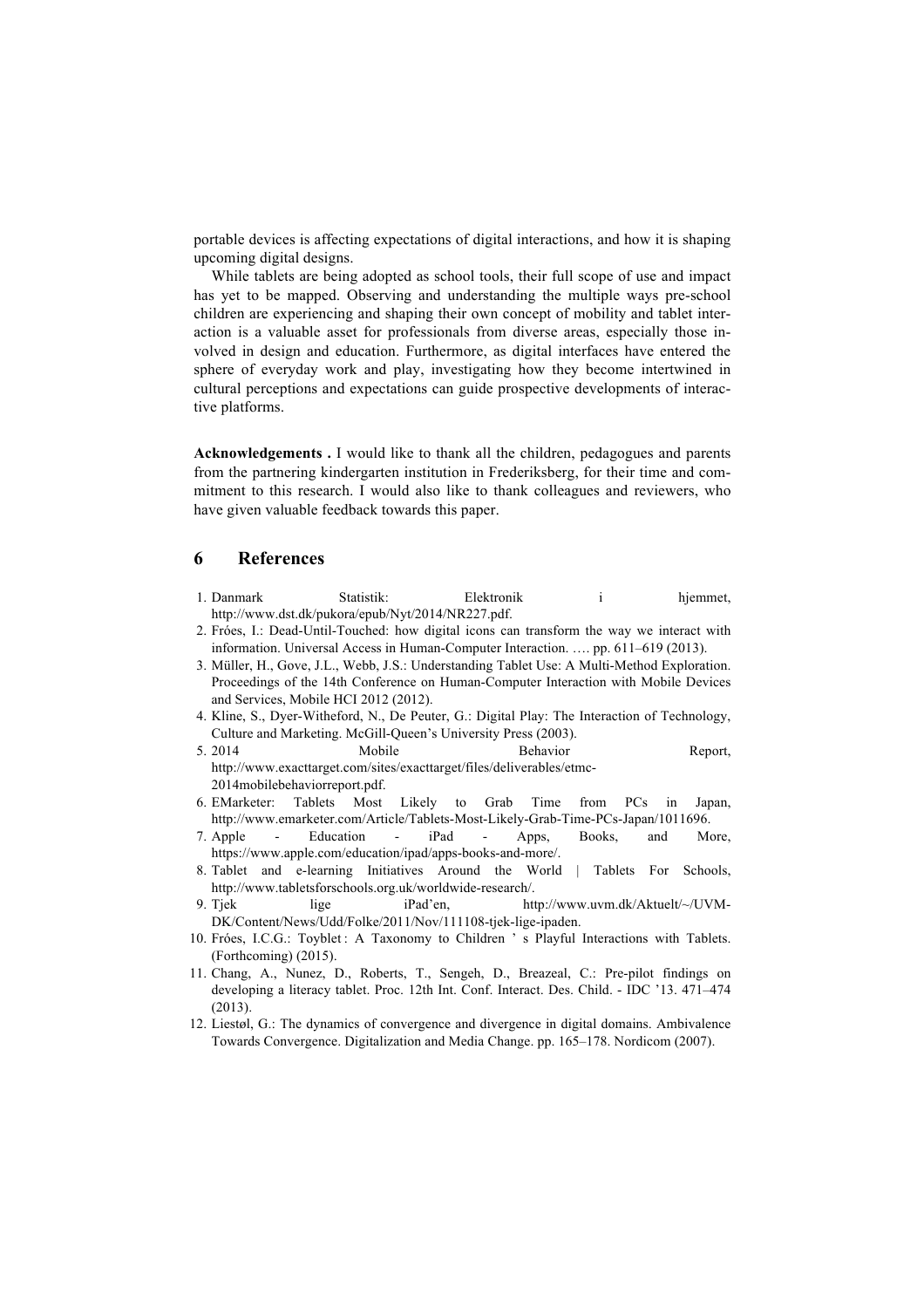portable devices is affecting expectations of digital interactions, and how it is shaping upcoming digital designs.

While tablets are being adopted as school tools, their full scope of use and impact has yet to be mapped. Observing and understanding the multiple ways pre-school children are experiencing and shaping their own concept of mobility and tablet interaction is a valuable asset for professionals from diverse areas, especially those involved in design and education. Furthermore, as digital interfaces have entered the sphere of everyday work and play, investigating how they become intertwined in cultural perceptions and expectations can guide prospective developments of interactive platforms.

**Acknowledgements .** I would like to thank all the children, pedagogues and parents from the partnering kindergarten institution in Frederiksberg, for their time and commitment to this research. I would also like to thank colleagues and reviewers, who have given valuable feedback towards this paper.

## 6 References

1. Danmark Statistik: Elektronik i hjemmet, http://www.dst.dk/pukora/epub/Nyt/2014/NR227.pdf.
2. Fróes, I.: Dead-Until-Touched: how digital icons can transform the way we interact with information. Universal Access in Human-Computer Interaction. …. pp. 611–619 (2013).
3. Müller, H., Gove, J.L., Webb, J.S.: Understanding Tablet Use: A Multi-Method Exploration. Proceedings of the 14th Conference on Human-Computer Interaction with Mobile Devices and Services, Mobile HCI 2012 (2012).
4. Kline, S., Dyer-Witheford, N., De Peuter, G.: Digital Play: The Interaction of Technology, Culture and Marketing. McGill-Queen's University Press (2003).
5. 2014 Mobile Behavior Report, http://www.exacttarget.com/sites/exacttarget/files/deliverables/etmc-2014mobilebehaviorreport.pdf.
6. EMarketer: Tablets Most Likely to Grab Time from PCs in Japan, http://www.emarketer.com/Article/Tablets-Most-Likely-Grab-Time-PCs-Japan/1011696.
7. Apple - Education - iPad - Apps, Books, and More, https://www.apple.com/education/ipad/apps-books-and-more/.
8. Tablet and e-learning Initiatives Around the World | Tablets For Schools, http://www.tabletsforschools.org.uk/worldwide-research/.
9. Tjek lige iPad'en, http://www.uvm.dk/Aktuelt/~/UVM-DK/Content/News/Udd/Folke/2011/Nov/111108-tjek-lige-ipaden.
10. Fróes, I.C.G.: Toyblet : A Taxonomy to Children ' s Playful Interactions with Tablets. (Forthcoming) (2015).
11. Chang, A., Nunez, D., Roberts, T., Sengeh, D., Breazeal, C.: Pre-pilot findings on developing a literacy tablet. Proc. 12th Int. Conf. Interact. Des. Child. - IDC '13. 471–474 (2013).
12. Liestøl, G.: The dynamics of convergence and divergence in digital domains. Ambivalence Towards Convergence. Digitalization and Media Change. pp. 165–178. Nordicom (2007).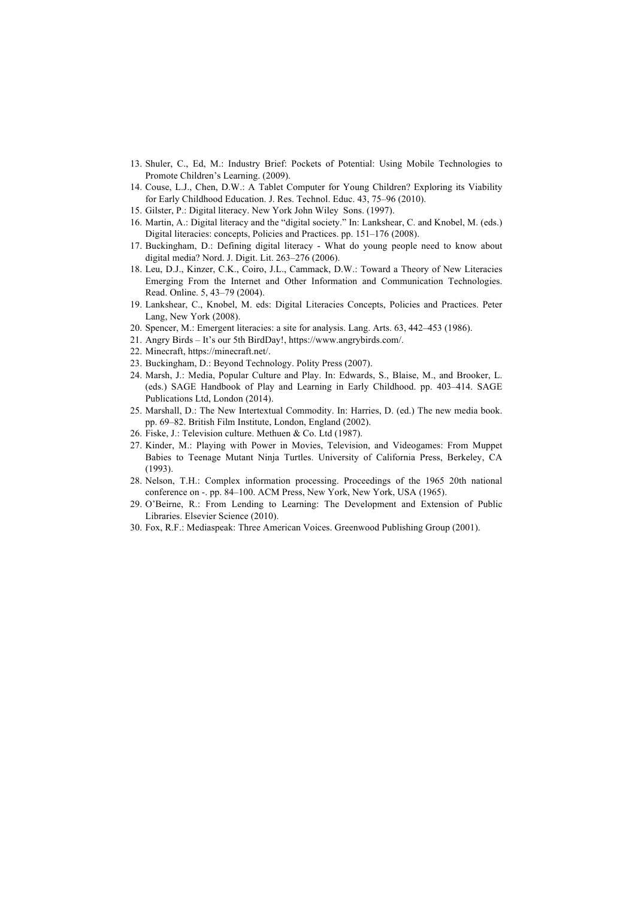13. Shuler, C., Ed, M.: Industry Brief: Pockets of Potential: Using Mobile Technologies to Promote Children's Learning. (2009).
14. Couse, L.J., Chen, D.W.: A Tablet Computer for Young Children? Exploring its Viability for Early Childhood Education. J. Res. Technol. Educ. 43, 75–96 (2010).
15. Gilster, P.: Digital literacy. New York John Wiley Sons. (1997).
16. Martin, A.: Digital literacy and the "digital society." In: Lankshear, C. and Knobel, M. (eds.) Digital literacies: concepts, Policies and Practices. pp. 151–176 (2008).
17. Buckingham, D.: Defining digital literacy - What do young people need to know about digital media? Nord. J. Digit. Lit. 263–276 (2006).
18. Leu, D.J., Kinzer, C.K., Coiro, J.L., Cammack, D.W.: Toward a Theory of New Literacies Emerging From the Internet and Other Information and Communication Technologies. Read. Online. 5, 43–79 (2004).
19. Lankshear, C., Knobel, M. eds: Digital Literacies Concepts, Policies and Practices. Peter Lang, New York (2008).
20. Spencer, M.: Emergent literacies: a site for analysis. Lang. Arts. 63, 442–453 (1986).
21. Angry Birds – It's our 5th BirdDay!, https://www.angrybirds.com/.
22. Minecraft, https://minecraft.net/.
23. Buckingham, D.: Beyond Technology. Polity Press (2007).
24. Marsh, J.: Media, Popular Culture and Play. In: Edwards, S., Blaise, M., and Brooker, L. (eds.) SAGE Handbook of Play and Learning in Early Childhood. pp. 403–414. SAGE Publications Ltd, London (2014).
25. Marshall, D.: The New Intertextual Commodity. In: Harries, D. (ed.) The new media book. pp. 69–82. British Film Institute, London, England (2002).
26. Fiske, J.: Television culture. Methuen & Co. Ltd (1987).
27. Kinder, M.: Playing with Power in Movies, Television, and Videogames: From Muppet Babies to Teenage Mutant Ninja Turtles. University of California Press, Berkeley, CA (1993).
28. Nelson, T.H.: Complex information processing. Proceedings of the 1965 20th national conference on -. pp. 84–100. ACM Press, New York, New York, USA (1965).
29. O'Beirne, R.: From Lending to Learning: The Development and Extension of Public Libraries. Elsevier Science (2010).
30. Fox, R.F.: Mediaspeak: Three American Voices. Greenwood Publishing Group (2001).